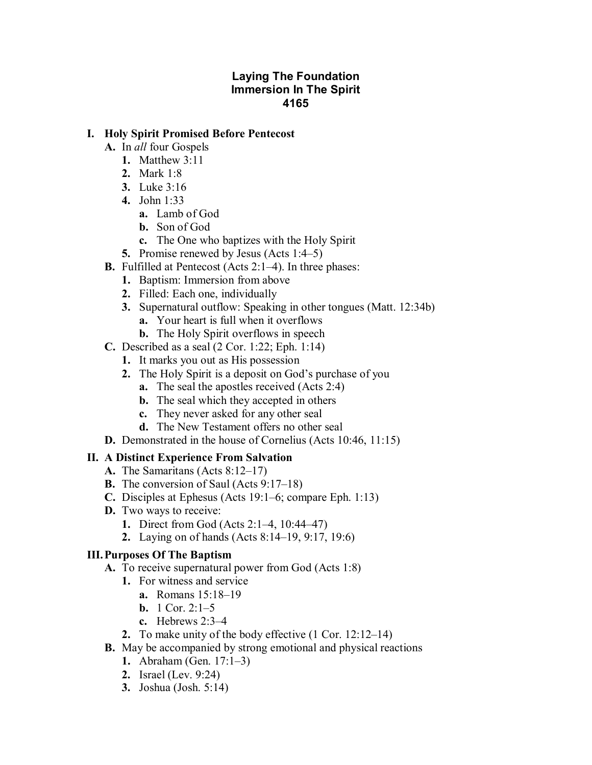# Laying The Foundation
# Immersion In The Spirit
# 4165

## I. Holy Spirit Promised Before Pentecost

- **A.** In *all* four Gospels
  - **1.** Matthew 3:11
  - **2.** Mark 1:8
  - **3.** Luke 3:16
  - **4.** John 1:33
    - **a.** Lamb of God
    - **b.** Son of God
    - **c.** The One who baptizes with the Holy Spirit
  - **5.** Promise renewed by Jesus (Acts 1:4–5)
- **B.** Fulfilled at Pentecost (Acts 2:1–4). In three phases:
  - **1.** Baptism: Immersion from above
  - **2.** Filled: Each one, individually
  - **3.** Supernatural outflow: Speaking in other tongues (Matt. 12:34b)
    - **a.** Your heart is full when it overflows
    - **b.** The Holy Spirit overflows in speech
- **C.** Described as a seal (2 Cor. 1:22; Eph. 1:14)
  - **1.** It marks you out as His possession
  - **2.** The Holy Spirit is a deposit on God's purchase of you
    - **a.** The seal the apostles received (Acts 2:4)
    - **b.** The seal which they accepted in others
    - **c.** They never asked for any other seal
    - **d.** The New Testament offers no other seal
- **D.** Demonstrated in the house of Cornelius (Acts 10:46, 11:15)

## II. A Distinct Experience From Salvation

- **A.** The Samaritans (Acts 8:12–17)
- **B.** The conversion of Saul (Acts 9:17–18)
- **C.** Disciples at Ephesus (Acts 19:1–6; compare Eph. 1:13)
- **D.** Two ways to receive:
  - **1.** Direct from God (Acts 2:1–4, 10:44–47)
  - **2.** Laying on of hands (Acts 8:14–19, 9:17, 19:6)

## III. Purposes Of The Baptism

- **A.** To receive supernatural power from God (Acts 1:8)
  - **1.** For witness and service
    - **a.** Romans 15:18–19
    - **b.** 1 Cor. 2:1–5
    - **c.** Hebrews 2:3–4
  - **2.** To make unity of the body effective (1 Cor. 12:12–14)
- **B.** May be accompanied by strong emotional and physical reactions
  - **1.** Abraham (Gen. 17:1–3)
  - **2.** Israel (Lev. 9:24)
  - **3.** Joshua (Josh. 5:14)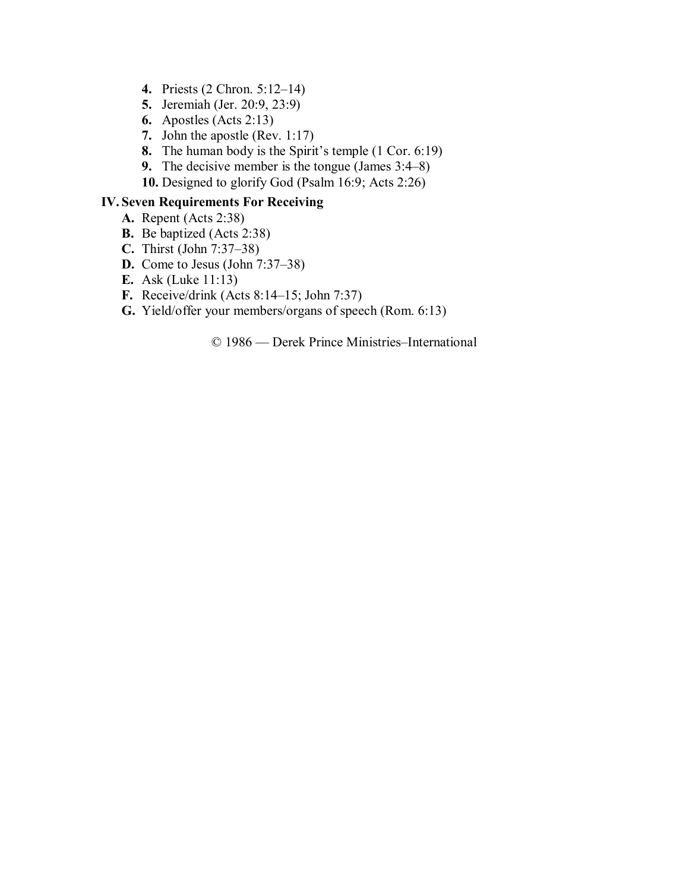4. Priests (2 Chron. 5:12–14)
5. Jeremiah (Jer. 20:9, 23:9)
6. Apostles (Acts 2:13)
7. John the apostle (Rev. 1:17)
8. The human body is the Spirit's temple (1 Cor. 6:19)
9. The decisive member is the tongue (James 3:4–8)
10. Designed to glorify God (Psalm 16:9; Acts 2:26)

## IV. Seven Requirements For Receiving

- **A.** Repent (Acts 2:38)
- **B.** Be baptized (Acts 2:38)
- **C.** Thirst (John 7:37–38)
- **D.** Come to Jesus (John 7:37–38)
- **E.** Ask (Luke 11:13)
- **F.** Receive/drink (Acts 8:14–15; John 7:37)
- **G.** Yield/offer your members/organs of speech (Rom. 6:13)

© 1986 — Derek Prince Ministries–International